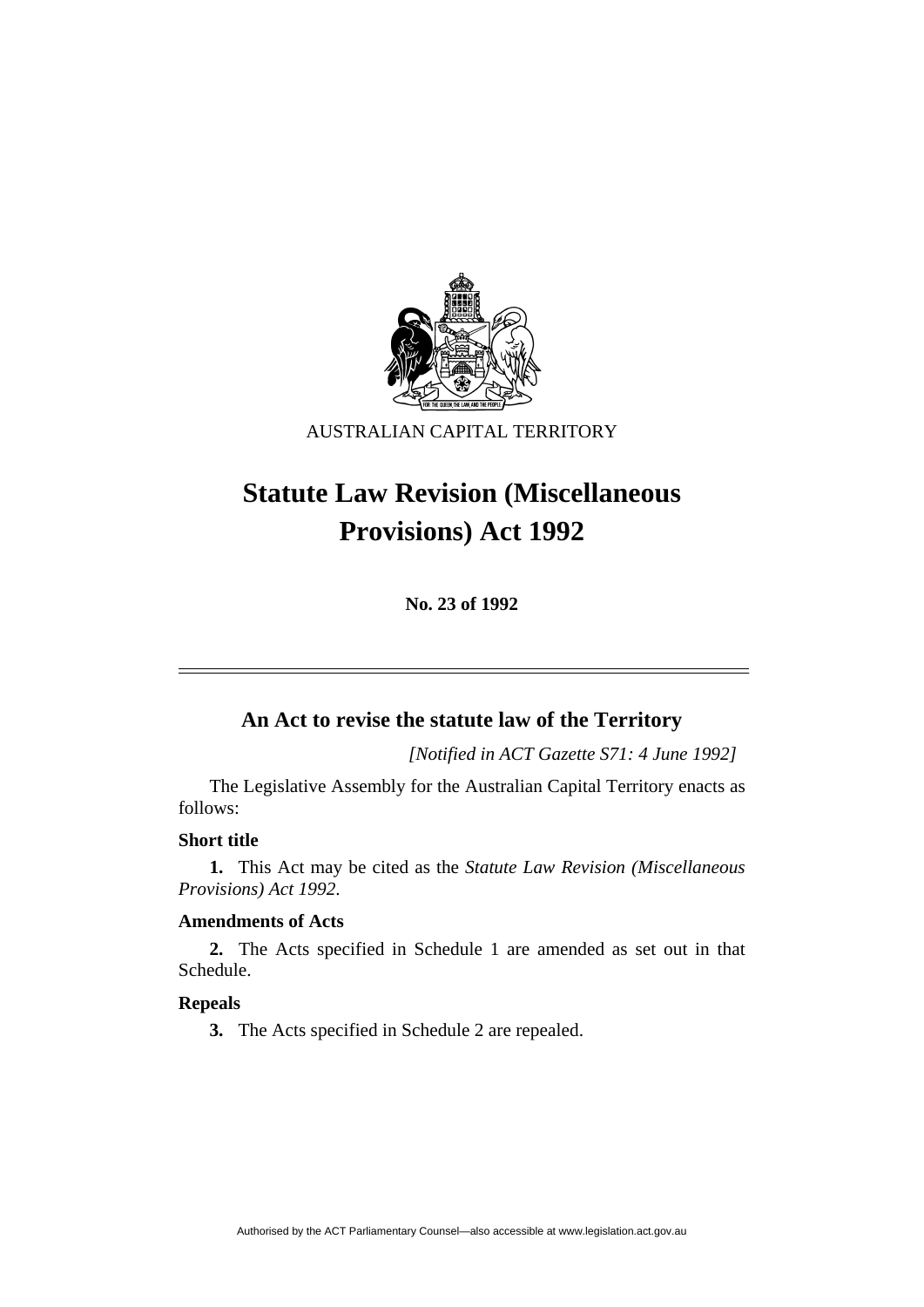AUSTRALIAN CAPITAL TERRITORY

# Statute Law Revision (Miscellaneous Provisions) Act 1992

**No. 23 of 1992**

---

## An Act to revise the statute law of the Territory

*[Notified in ACT Gazette S71: 4 June 1992]*

The Legislative Assembly for the Australian Capital Territory enacts as follows:

### Short title

**1.** This Act may be cited as the *Statute Law Revision (Miscellaneous Provisions) Act 1992*.

### Amendments of Acts

**2.** The Acts specified in Schedule 1 are amended as set out in that Schedule.

### Repeals

**3.** The Acts specified in Schedule 2 are repealed.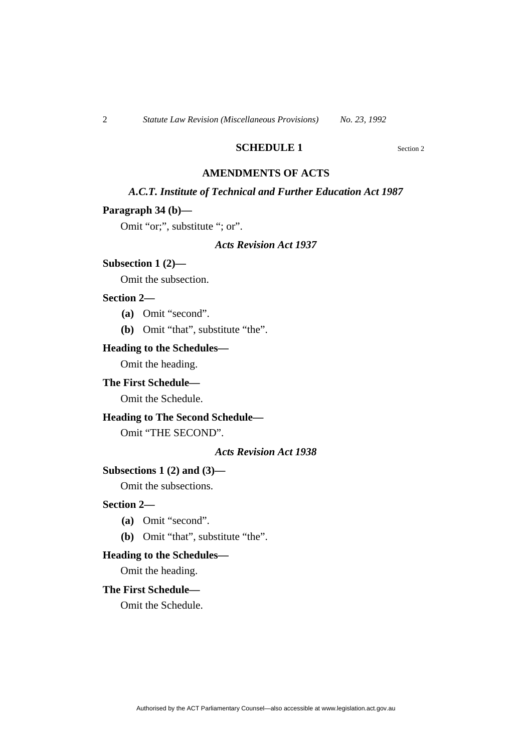## SCHEDULE 1

Section 2

## AMENDMENTS OF ACTS

### *A.C.T. Institute of Technical and Further Education Act 1987*

**Paragraph 34 (b)—**

Omit "or;", substitute "; or".

### *Acts Revision Act 1937*

**Subsection 1 (2)—**

Omit the subsection.

**Section 2—**

**(a)** Omit "second".

**(b)** Omit "that", substitute "the".

**Heading to the Schedules—**

Omit the heading.

**The First Schedule—**

Omit the Schedule.

**Heading to The Second Schedule—**

Omit "THE SECOND".

### *Acts Revision Act 1938*

**Subsections 1 (2) and (3)—**

Omit the subsections.

**Section 2—**

**(a)** Omit "second".

**(b)** Omit "that", substitute "the".

**Heading to the Schedules—**

Omit the heading.

**The First Schedule—**

Omit the Schedule.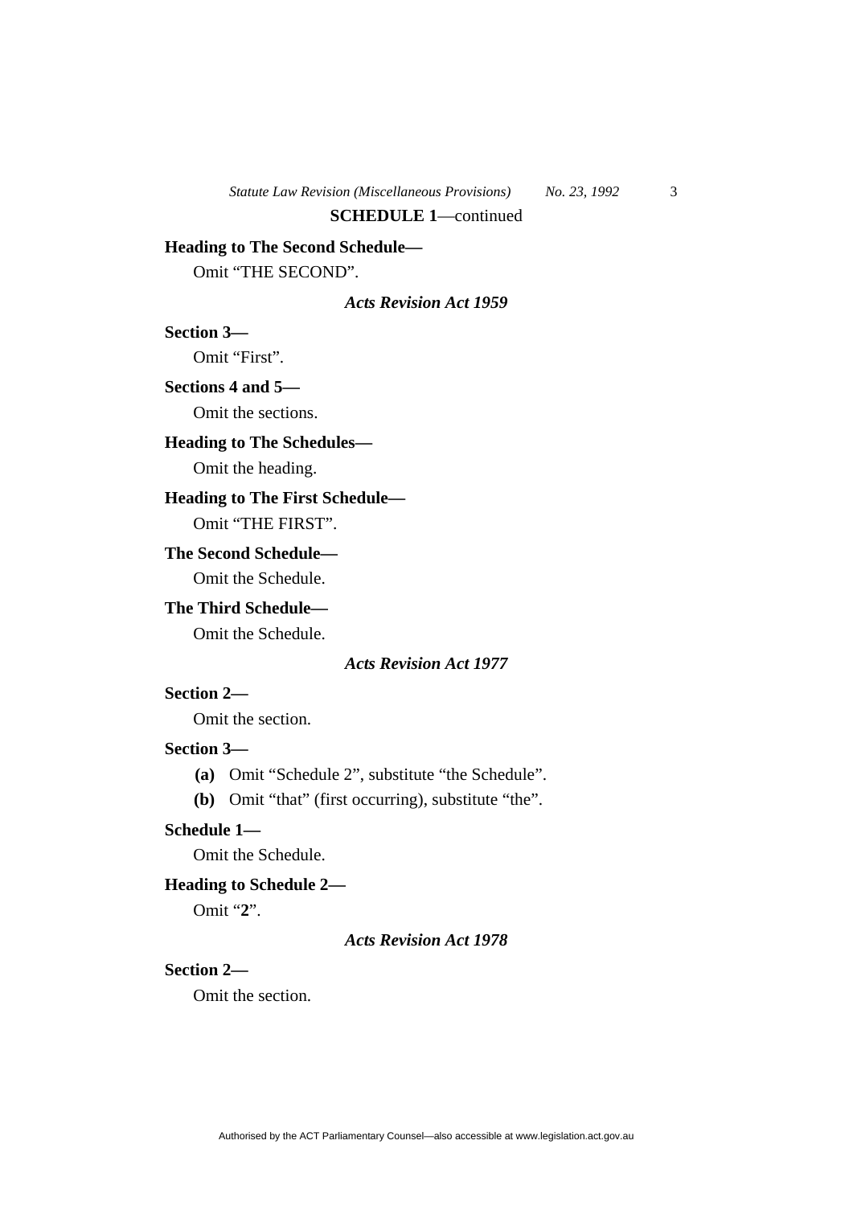**SCHEDULE 1**—continued

**Heading to The Second Schedule—**

Omit "THE SECOND".

### *Acts Revision Act 1959*

**Section 3—**

Omit "First".

**Sections 4 and 5—**

Omit the sections.

**Heading to The Schedules—**

Omit the heading.

**Heading to The First Schedule—**

Omit "THE FIRST".

**The Second Schedule—**

Omit the Schedule.

**The Third Schedule—**

Omit the Schedule.

### *Acts Revision Act 1977*

**Section 2—**

Omit the section.

**Section 3—**

**(a)** Omit "Schedule 2", substitute "the Schedule".

**(b)** Omit "that" (first occurring), substitute "the".

**Schedule 1—**

Omit the Schedule.

**Heading to Schedule 2—**

Omit "**2**".

### *Acts Revision Act 1978*

**Section 2—**

Omit the section.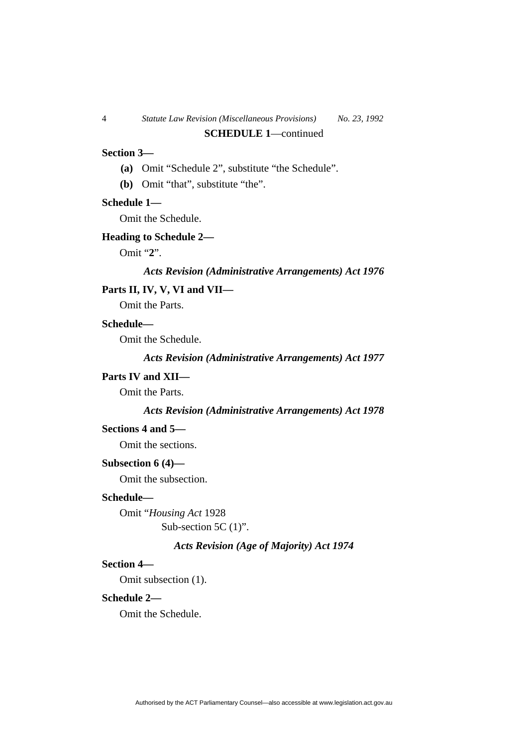**SCHEDULE 1**—continued

**Section 3—**

**(a)** Omit “Schedule 2”, substitute “the Schedule”.

**(b)** Omit “that”, substitute “the”.

**Schedule 1—**

Omit the Schedule.

**Heading to Schedule 2—**

Omit “**2**”.

***Acts Revision (Administrative Arrangements) Act 1976***

**Parts II, IV, V, VI and VII—**

Omit the Parts.

**Schedule—**

Omit the Schedule.

***Acts Revision (Administrative Arrangements) Act 1977***

**Parts IV and XII—**

Omit the Parts.

***Acts Revision (Administrative Arrangements) Act 1978***

**Sections 4 and 5—**

Omit the sections.

**Subsection 6 (4)—**

Omit the subsection.

**Schedule—**

Omit “*Housing Act* 1928
Sub-section 5C (1)”.

***Acts Revision (Age of Majority) Act 1974***

**Section 4—**

Omit subsection (1).

**Schedule 2—**

Omit the Schedule.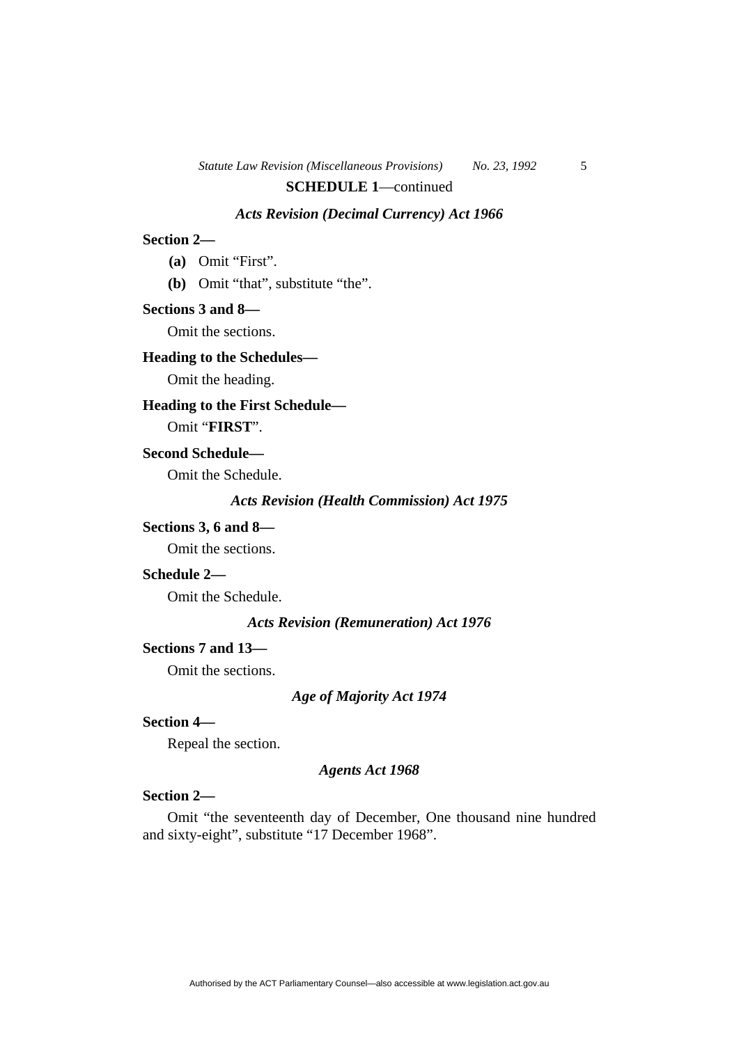**SCHEDULE 1**—continued

***Acts Revision (Decimal Currency) Act 1966***

**Section 2—**

**(a)** Omit “First”.

**(b)** Omit “that”, substitute “the”.

**Sections 3 and 8—**

Omit the sections.

**Heading to the Schedules—**

Omit the heading.

**Heading to the First Schedule—**

Omit “**FIRST**”.

**Second Schedule—**

Omit the Schedule.

***Acts Revision (Health Commission) Act 1975***

**Sections 3, 6 and 8—**

Omit the sections.

**Schedule 2—**

Omit the Schedule.

***Acts Revision (Remuneration) Act 1976***

**Sections 7 and 13—**

Omit the sections.

***Age of Majority Act 1974***

**Section 4—**

Repeal the section.

***Agents Act 1968***

**Section 2—**

Omit “the seventeenth day of December, One thousand nine hundred and sixty-eight”, substitute “17 December 1968”.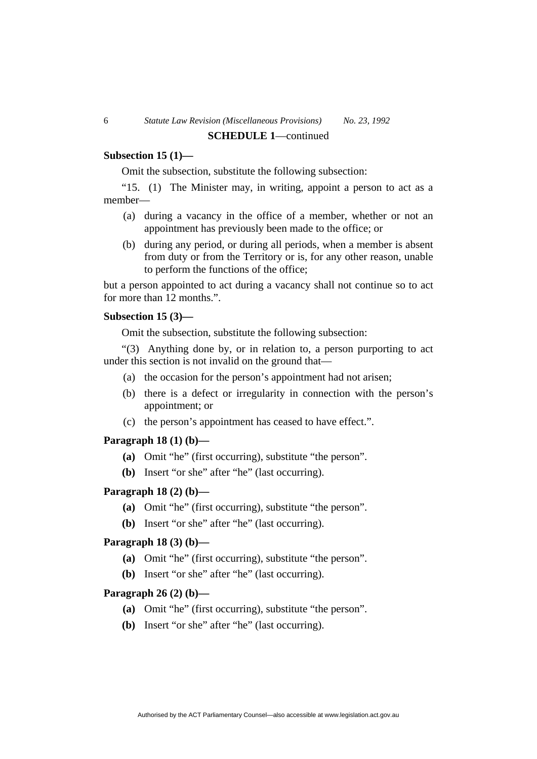**SCHEDULE 1**—continued

**Subsection 15 (1)—**

Omit the subsection, substitute the following subsection:

"15. (1) The Minister may, in writing, appoint a person to act as a member—

(a) during a vacancy in the office of a member, whether or not an appointment has previously been made to the office; or

(b) during any period, or during all periods, when a member is absent from duty or from the Territory or is, for any other reason, unable to perform the functions of the office;

but a person appointed to act during a vacancy shall not continue so to act for more than 12 months.".

**Subsection 15 (3)—**

Omit the subsection, substitute the following subsection:

"(3) Anything done by, or in relation to, a person purporting to act under this section is not invalid on the ground that—

(a) the occasion for the person's appointment had not arisen;

(b) there is a defect or irregularity in connection with the person's appointment; or

(c) the person's appointment has ceased to have effect.".

**Paragraph 18 (1) (b)—**

**(a)** Omit "he" (first occurring), substitute "the person".

**(b)** Insert "or she" after "he" (last occurring).

**Paragraph 18 (2) (b)—**

**(a)** Omit "he" (first occurring), substitute "the person".

**(b)** Insert "or she" after "he" (last occurring).

**Paragraph 18 (3) (b)—**

**(a)** Omit "he" (first occurring), substitute "the person".

**(b)** Insert "or she" after "he" (last occurring).

**Paragraph 26 (2) (b)—**

**(a)** Omit "he" (first occurring), substitute "the person".

**(b)** Insert "or she" after "he" (last occurring).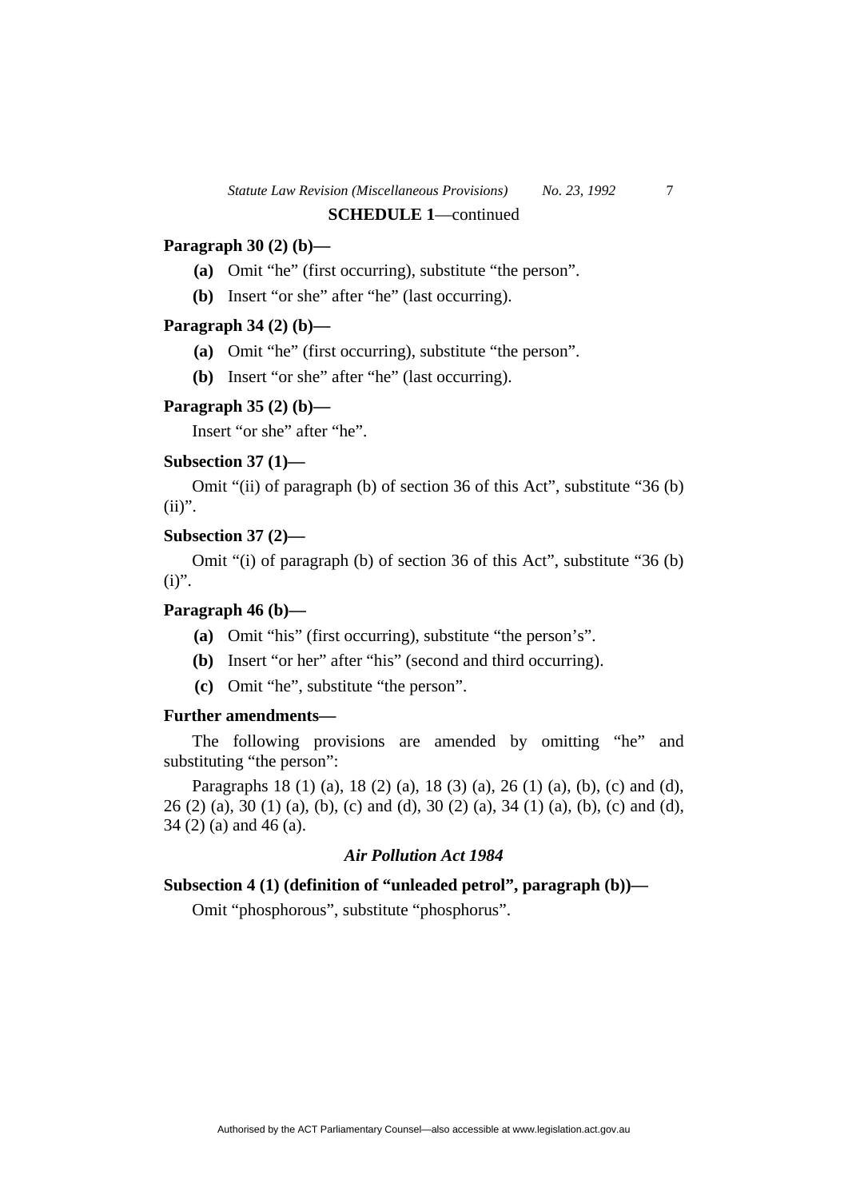**SCHEDULE 1**—continued

**Paragraph 30 (2) (b)—**

**(a)** Omit “he” (first occurring), substitute “the person”.

**(b)** Insert “or she” after “he” (last occurring).

**Paragraph 34 (2) (b)—**

**(a)** Omit “he” (first occurring), substitute “the person”.

**(b)** Insert “or she” after “he” (last occurring).

**Paragraph 35 (2) (b)—**

Insert “or she” after “he”.

**Subsection 37 (1)—**

Omit “(ii) of paragraph (b) of section 36 of this Act”, substitute “36 (b) (ii)”.

**Subsection 37 (2)—**

Omit “(i) of paragraph (b) of section 36 of this Act”, substitute “36 (b) (i)”.

**Paragraph 46 (b)—**

**(a)** Omit “his” (first occurring), substitute “the person’s”.

**(b)** Insert “or her” after “his” (second and third occurring).

**(c)** Omit “he”, substitute “the person”.

**Further amendments—**

The following provisions are amended by omitting “he” and substituting “the person”:

Paragraphs 18 (1) (a), 18 (2) (a), 18 (3) (a), 26 (1) (a), (b), (c) and (d), 26 (2) (a), 30 (1) (a), (b), (c) and (d), 30 (2) (a), 34 (1) (a), (b), (c) and (d), 34 (2) (a) and 46 (a).

***Air Pollution Act 1984***

**Subsection 4 (1) (definition of “unleaded petrol”, paragraph (b))—**

Omit “phosphorous”, substitute “phosphorus”.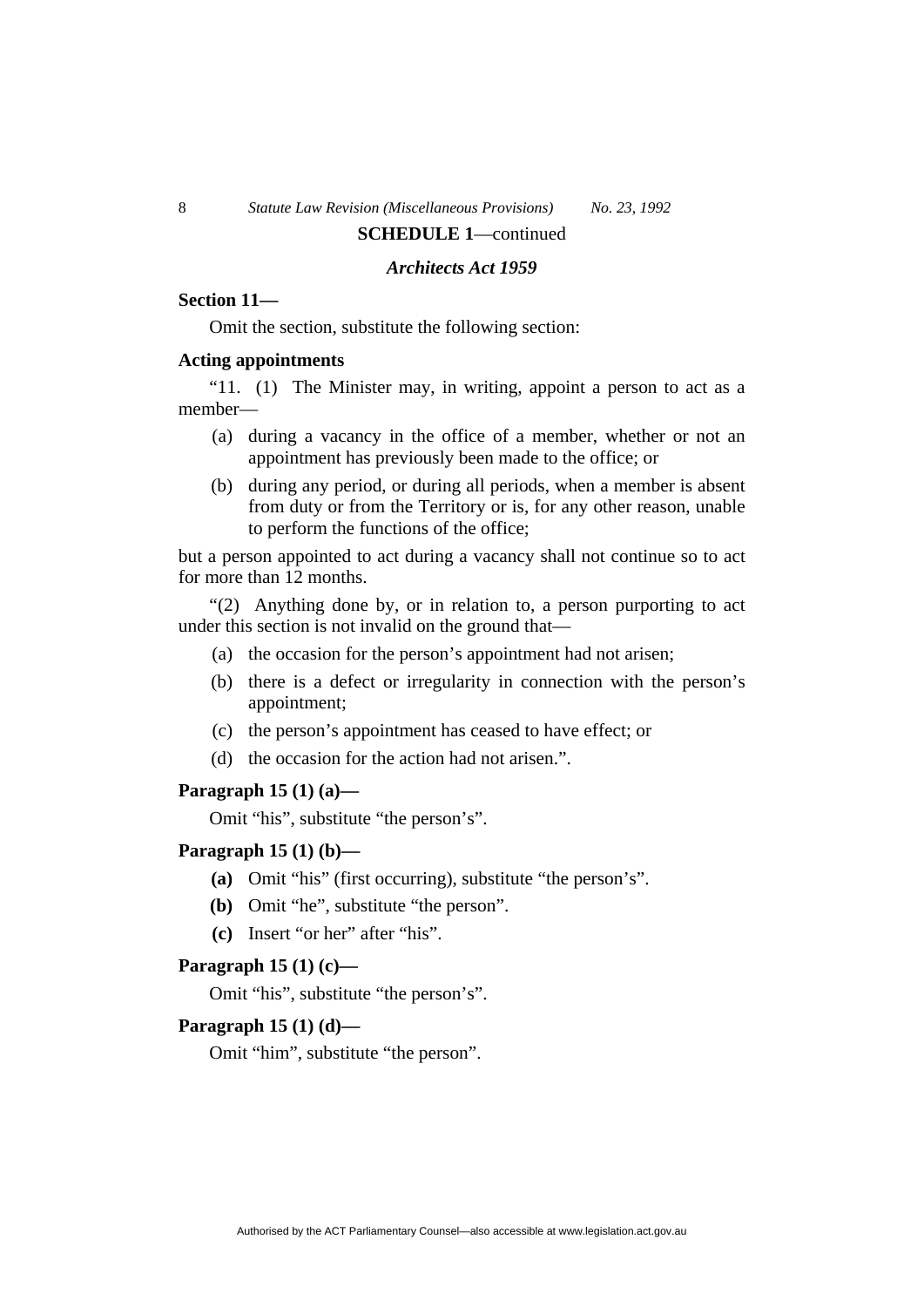**SCHEDULE 1**—continued

***Architects Act 1959***

**Section 11—**

Omit the section, substitute the following section:

**Acting appointments**

"11. (1) The Minister may, in writing, appoint a person to act as a member—

(a) during a vacancy in the office of a member, whether or not an appointment has previously been made to the office; or

(b) during any period, or during all periods, when a member is absent from duty or from the Territory or is, for any other reason, unable to perform the functions of the office;

but a person appointed to act during a vacancy shall not continue so to act for more than 12 months.

"(2) Anything done by, or in relation to, a person purporting to act under this section is not invalid on the ground that—

(a) the occasion for the person's appointment had not arisen;

(b) there is a defect or irregularity in connection with the person's appointment;

(c) the person's appointment has ceased to have effect; or

(d) the occasion for the action had not arisen.".

**Paragraph 15 (1) (a)—**

Omit "his", substitute "the person's".

**Paragraph 15 (1) (b)—**

**(a)** Omit "his" (first occurring), substitute "the person's".

**(b)** Omit "he", substitute "the person".

**(c)** Insert "or her" after "his".

**Paragraph 15 (1) (c)—**

Omit "his", substitute "the person's".

**Paragraph 15 (1) (d)—**

Omit "him", substitute "the person".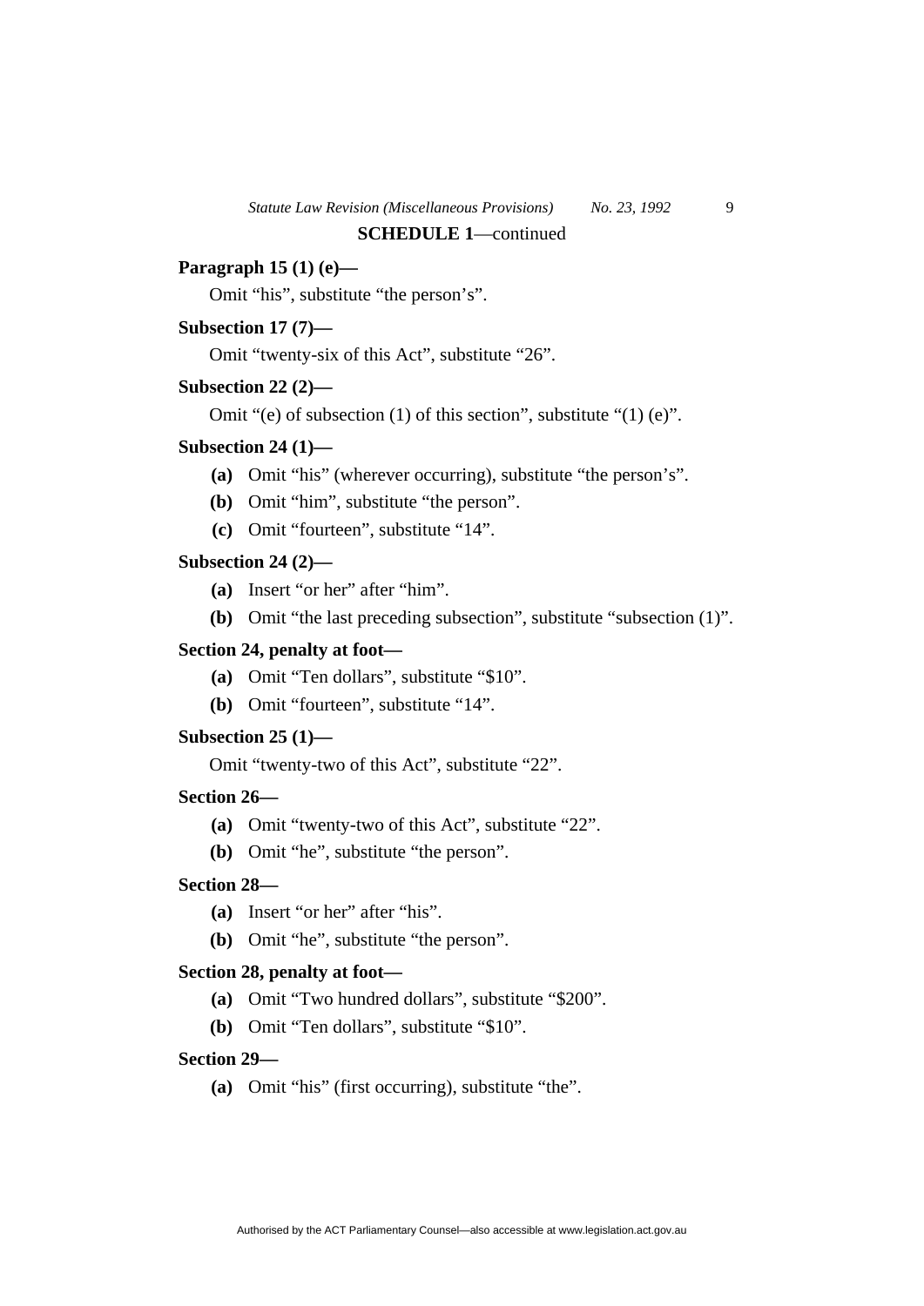**SCHEDULE 1**—continued

**Paragraph 15 (1) (e)—**

Omit “his”, substitute “the person’s”.

**Subsection 17 (7)—**

Omit “twenty-six of this Act”, substitute “26”.

**Subsection 22 (2)—**

Omit “(e) of subsection (1) of this section”, substitute “(1) (e)”.

**Subsection 24 (1)—**

- **(a)** Omit “his” (wherever occurring), substitute “the person’s”.
- **(b)** Omit “him”, substitute “the person”.
- **(c)** Omit “fourteen”, substitute “14”.

**Subsection 24 (2)—**

- **(a)** Insert “or her” after “him”.
- **(b)** Omit “the last preceding subsection”, substitute “subsection (1)”.

**Section 24, penalty at foot—**

- **(a)** Omit “Ten dollars”, substitute “$10”.
- **(b)** Omit “fourteen”, substitute “14”.

**Subsection 25 (1)—**

Omit “twenty-two of this Act”, substitute “22”.

**Section 26—**

- **(a)** Omit “twenty-two of this Act”, substitute “22”.
- **(b)** Omit “he”, substitute “the person”.

**Section 28—**

- **(a)** Insert “or her” after “his”.
- **(b)** Omit “he”, substitute “the person”.

**Section 28, penalty at foot—**

- **(a)** Omit “Two hundred dollars”, substitute “$200”.
- **(b)** Omit “Ten dollars”, substitute “$10”.

**Section 29—**

- **(a)** Omit “his” (first occurring), substitute “the”.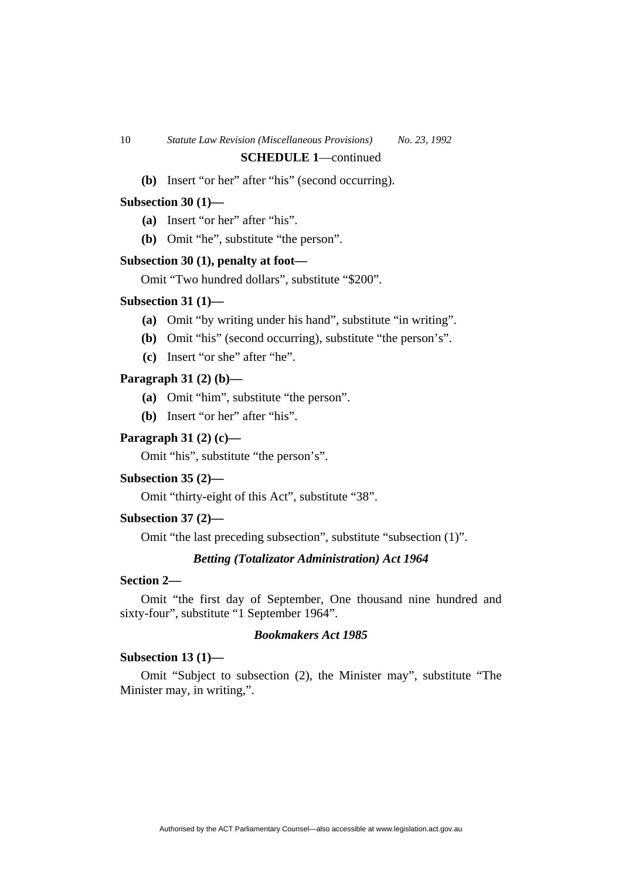**SCHEDULE 1**—continued

**(b)** Insert "or her" after "his" (second occurring).

**Subsection 30 (1)—**

**(a)** Insert "or her" after "his".

**(b)** Omit "he", substitute "the person".

**Subsection 30 (1), penalty at foot—**

Omit "Two hundred dollars", substitute "$200".

**Subsection 31 (1)—**

**(a)** Omit "by writing under his hand", substitute "in writing".

**(b)** Omit "his" (second occurring), substitute "the person's".

**(c)** Insert "or she" after "he".

**Paragraph 31 (2) (b)—**

**(a)** Omit "him", substitute "the person".

**(b)** Insert "or her" after "his".

**Paragraph 31 (2) (c)—**

Omit "his", substitute "the person's".

**Subsection 35 (2)—**

Omit "thirty-eight of this Act", substitute "38".

**Subsection 37 (2)—**

Omit "the last preceding subsection", substitute "subsection (1)".

***Betting (Totalizator Administration) Act 1964***

**Section 2—**

Omit "the first day of September, One thousand nine hundred and sixty-four", substitute "1 September 1964".

***Bookmakers Act 1985***

**Subsection 13 (1)—**

Omit "Subject to subsection (2), the Minister may", substitute "The Minister may, in writing,".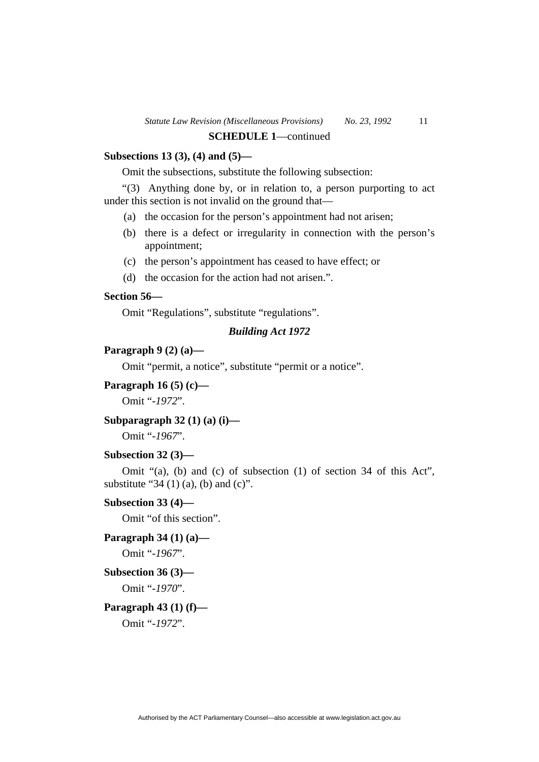**SCHEDULE 1**—continued

**Subsections 13 (3), (4) and (5)—**

Omit the subsections, substitute the following subsection:

"(3) Anything done by, or in relation to, a person purporting to act under this section is not invalid on the ground that—

(a) the occasion for the person's appointment had not arisen;

(b) there is a defect or irregularity in connection with the person's appointment;

(c) the person's appointment has ceased to have effect; or

(d) the occasion for the action had not arisen.".

**Section 56—**

Omit "Regulations", substitute "regulations".

### *Building Act 1972*

**Paragraph 9 (2) (a)—**

Omit "permit, a notice", substitute "permit or a notice".

**Paragraph 16 (5) (c)—**

Omit "*-1972*".

**Subparagraph 32 (1) (a) (i)—**

Omit "*-1967*".

**Subsection 32 (3)—**

Omit "(a), (b) and (c) of subsection (1) of section 34 of this Act", substitute "34 (1) (a), (b) and (c)".

**Subsection 33 (4)—**

Omit "of this section".

**Paragraph 34 (1) (a)—**

Omit "*-1967*".

**Subsection 36 (3)—**

Omit "*-1970*".

**Paragraph 43 (1) (f)—**

Omit "*-1972*".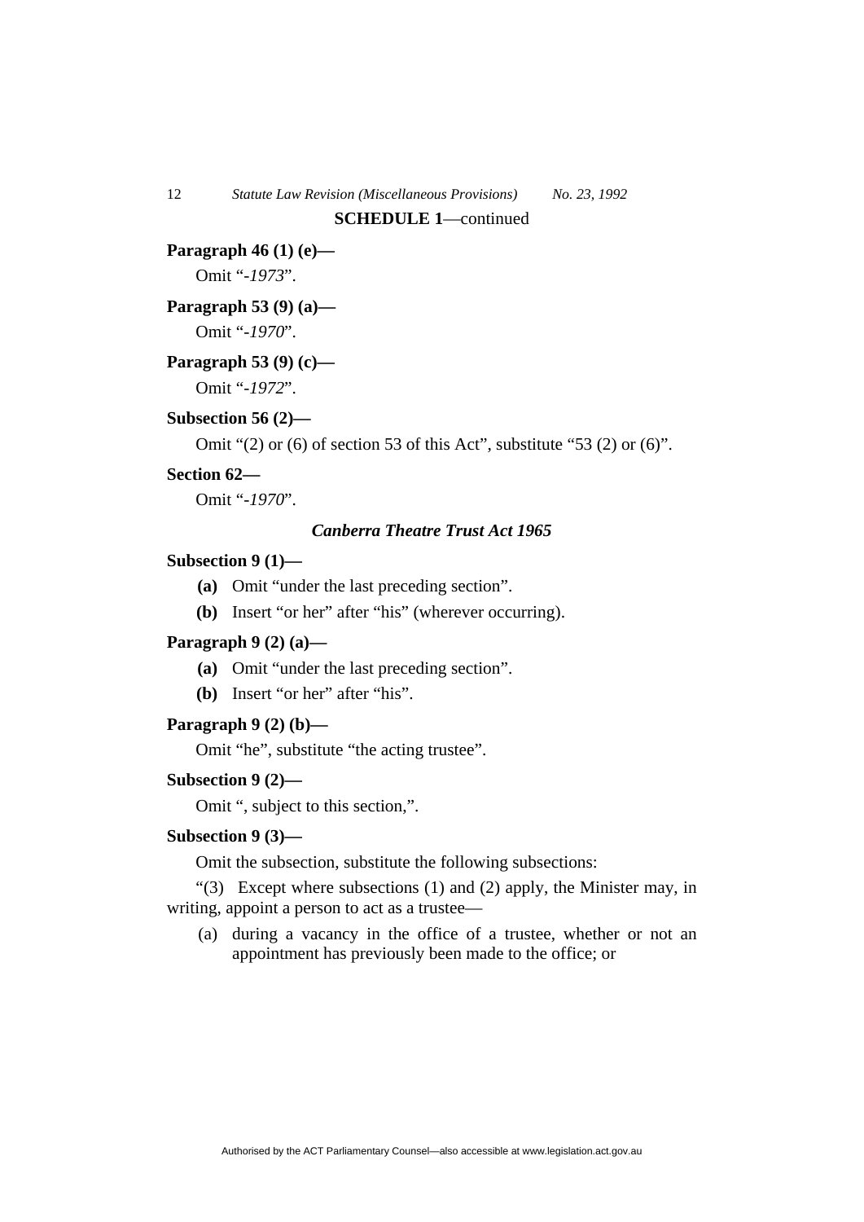**SCHEDULE 1**—continued

**Paragraph 46 (1) (e)—**

Omit "*-1973*".

**Paragraph 53 (9) (a)—**

Omit "*-1970*".

**Paragraph 53 (9) (c)—**

Omit "*-1972*".

**Subsection 56 (2)—**

Omit "(2) or (6) of section 53 of this Act", substitute "53 (2) or (6)".

**Section 62—**

Omit "*-1970*".

### *Canberra Theatre Trust Act 1965*

**Subsection 9 (1)—**

**(a)** Omit "under the last preceding section".

**(b)** Insert "or her" after "his" (wherever occurring).

**Paragraph 9 (2) (a)—**

**(a)** Omit "under the last preceding section".

**(b)** Insert "or her" after "his".

**Paragraph 9 (2) (b)—**

Omit "he", substitute "the acting trustee".

**Subsection 9 (2)—**

Omit ", subject to this section,".

**Subsection 9 (3)—**

Omit the subsection, substitute the following subsections:

"(3) Except where subsections (1) and (2) apply, the Minister may, in writing, appoint a person to act as a trustee—

(a) during a vacancy in the office of a trustee, whether or not an appointment has previously been made to the office; or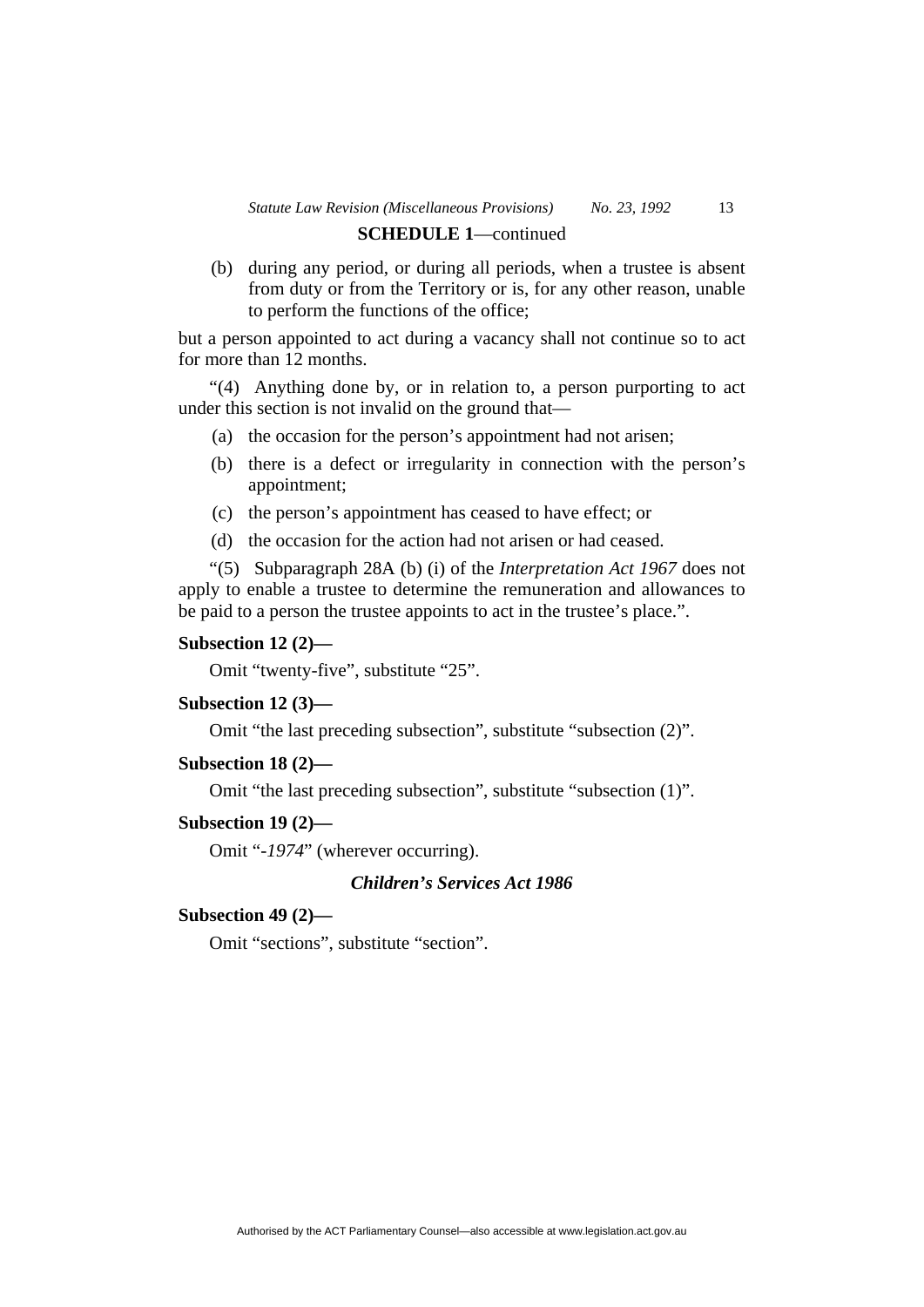**SCHEDULE 1**—continued

(b) during any period, or during all periods, when a trustee is absent from duty or from the Territory or is, for any other reason, unable to perform the functions of the office;

but a person appointed to act during a vacancy shall not continue so to act for more than 12 months.

"(4) Anything done by, or in relation to, a person purporting to act under this section is not invalid on the ground that—

(a) the occasion for the person's appointment had not arisen;

(b) there is a defect or irregularity in connection with the person's appointment;

(c) the person's appointment has ceased to have effect; or

(d) the occasion for the action had not arisen or had ceased.

"(5) Subparagraph 28A (b) (i) of the *Interpretation Act 1967* does not apply to enable a trustee to determine the remuneration and allowances to be paid to a person the trustee appoints to act in the trustee's place.".

**Subsection 12 (2)—**

Omit "twenty-five", substitute "25".

**Subsection 12 (3)—**

Omit "the last preceding subsection", substitute "subsection (2)".

**Subsection 18 (2)—**

Omit "the last preceding subsection", substitute "subsection (1)".

**Subsection 19 (2)—**

Omit "*-1974*" (wherever occurring).

### *Children's Services Act 1986*

**Subsection 49 (2)—**

Omit "sections", substitute "section".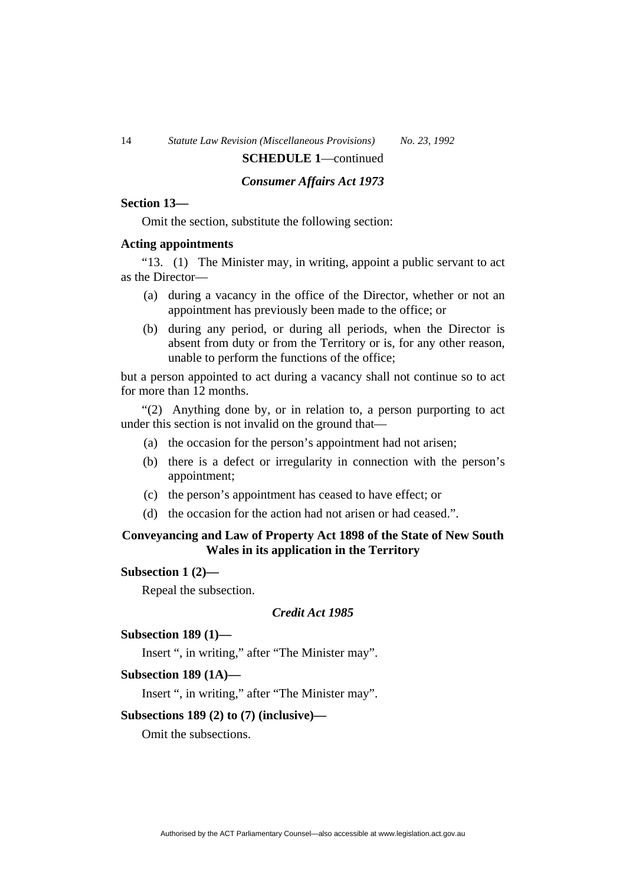**SCHEDULE 1**—continued

***Consumer Affairs Act 1973***

**Section 13—**

Omit the section, substitute the following section:

**Acting appointments**

"13. (1) The Minister may, in writing, appoint a public servant to act as the Director—

(a) during a vacancy in the office of the Director, whether or not an appointment has previously been made to the office; or

(b) during any period, or during all periods, when the Director is absent from duty or from the Territory or is, for any other reason, unable to perform the functions of the office;

but a person appointed to act during a vacancy shall not continue so to act for more than 12 months.

"(2) Anything done by, or in relation to, a person purporting to act under this section is not invalid on the ground that—

(a) the occasion for the person's appointment had not arisen;

(b) there is a defect or irregularity in connection with the person's appointment;

(c) the person's appointment has ceased to have effect; or

(d) the occasion for the action had not arisen or had ceased.".

**Conveyancing and Law of Property Act 1898 of the State of New South Wales in its application in the Territory**

**Subsection 1 (2)—**

Repeal the subsection.

***Credit Act 1985***

**Subsection 189 (1)—**

Insert ", in writing," after "The Minister may".

**Subsection 189 (1A)—**

Insert ", in writing," after "The Minister may".

**Subsections 189 (2) to (7) (inclusive)—**

Omit the subsections.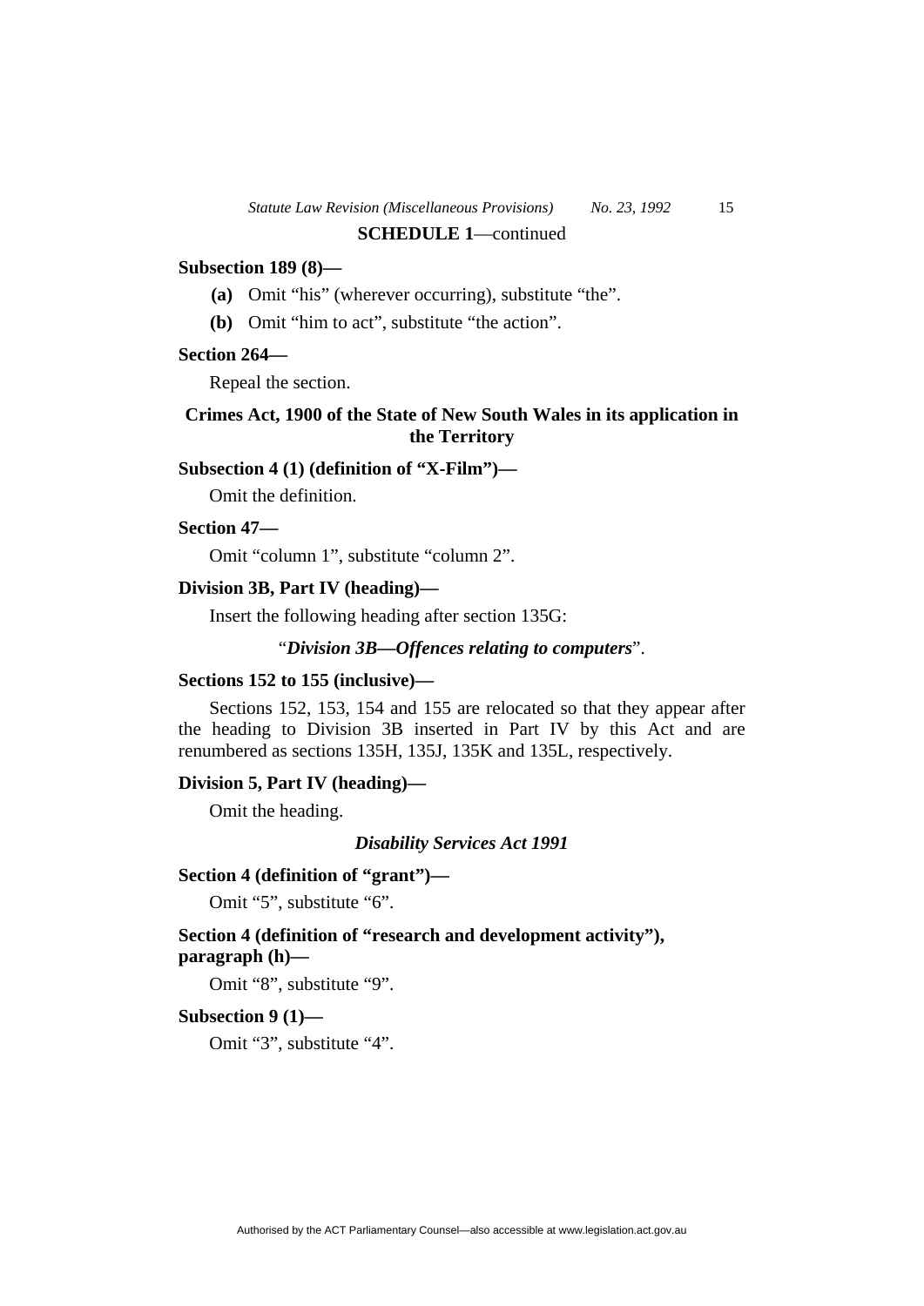**SCHEDULE 1**—continued

**Subsection 189 (8)—**

**(a)** Omit "his" (wherever occurring), substitute "the".

**(b)** Omit "him to act", substitute "the action".

**Section 264—**

Repeal the section.

**Crimes Act, 1900 of the State of New South Wales in its application in the Territory**

**Subsection 4 (1) (definition of "X-Film")—**

Omit the definition.

**Section 47—**

Omit "column 1", substitute "column 2".

**Division 3B, Part IV (heading)—**

Insert the following heading after section 135G:

"***Division 3B—Offences relating to computers***".

**Sections 152 to 155 (inclusive)—**

Sections 152, 153, 154 and 155 are relocated so that they appear after the heading to Division 3B inserted in Part IV by this Act and are renumbered as sections 135H, 135J, 135K and 135L, respectively.

**Division 5, Part IV (heading)—**

Omit the heading.

***Disability Services Act 1991***

**Section 4 (definition of "grant")—**

Omit "5", substitute "6".

**Section 4 (definition of "research and development activity"), paragraph (h)—**

Omit "8", substitute "9".

**Subsection 9 (1)—**

Omit "3", substitute "4".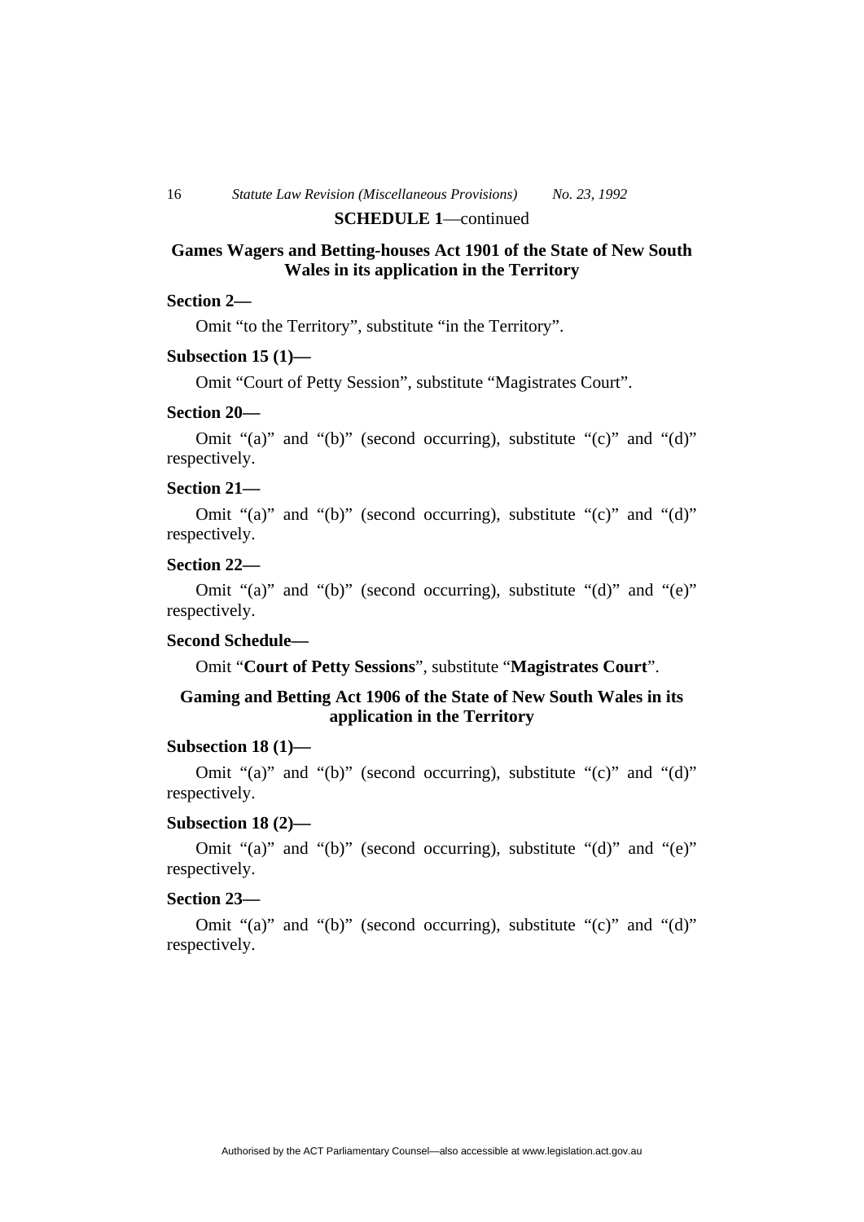**SCHEDULE 1**—continued

## Games Wagers and Betting-houses Act 1901 of the State of New South Wales in its application in the Territory

**Section 2—**

Omit “to the Territory”, substitute “in the Territory”.

**Subsection 15 (1)—**

Omit “Court of Petty Session”, substitute “Magistrates Court”.

**Section 20—**

Omit “(a)” and “(b)” (second occurring), substitute “(c)” and “(d)” respectively.

**Section 21—**

Omit “(a)” and “(b)” (second occurring), substitute “(c)” and “(d)” respectively.

**Section 22—**

Omit “(a)” and “(b)” (second occurring), substitute “(d)” and “(e)” respectively.

**Second Schedule—**

Omit “**Court of Petty Sessions**”, substitute “**Magistrates Court**”.

## Gaming and Betting Act 1906 of the State of New South Wales in its application in the Territory

**Subsection 18 (1)—**

Omit “(a)” and “(b)” (second occurring), substitute “(c)” and “(d)” respectively.

**Subsection 18 (2)—**

Omit “(a)” and “(b)” (second occurring), substitute “(d)” and “(e)” respectively.

**Section 23—**

Omit “(a)” and “(b)” (second occurring), substitute “(c)” and “(d)” respectively.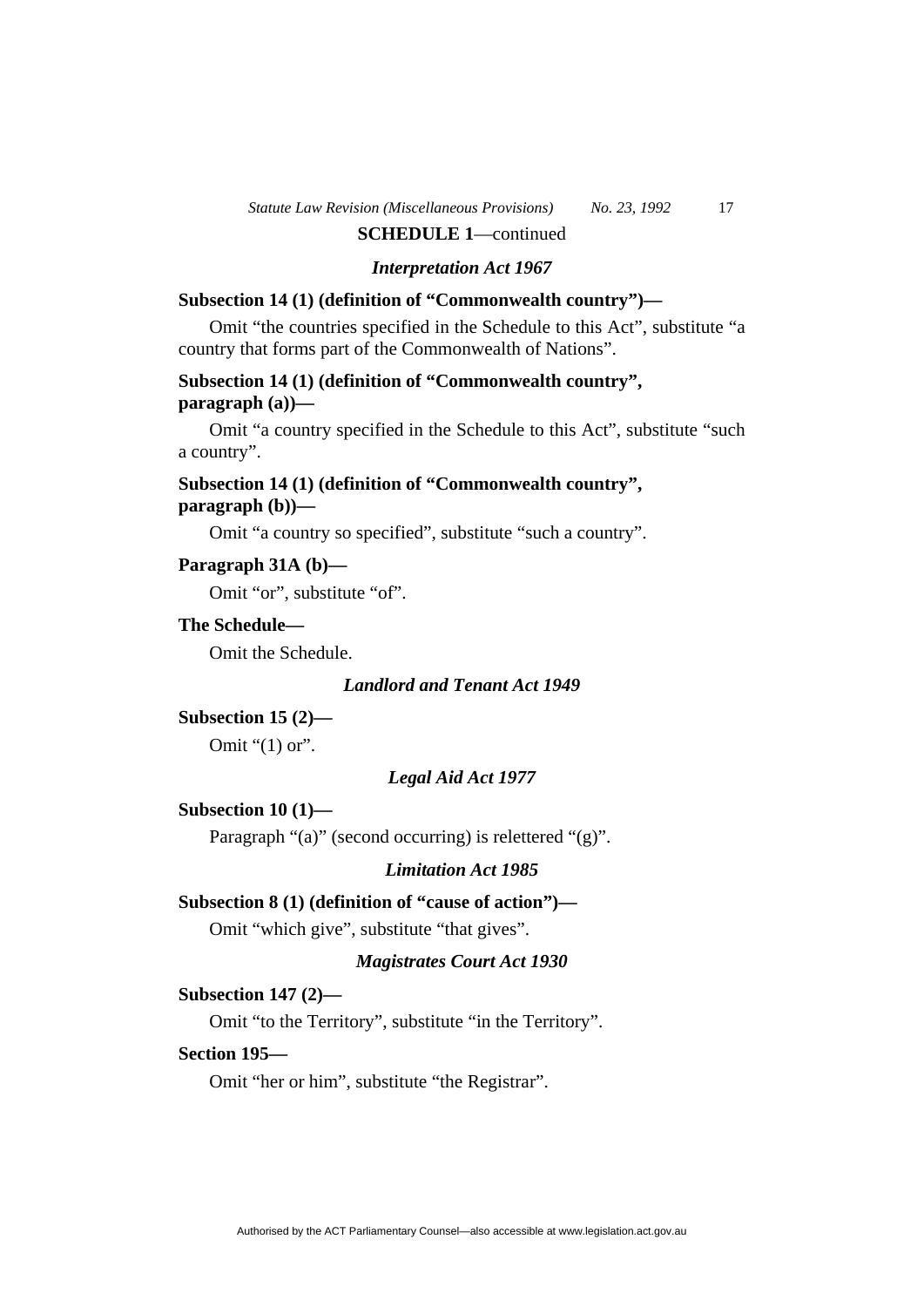**SCHEDULE 1**—continued

***Interpretation Act 1967***

**Subsection 14 (1) (definition of “Commonwealth country”)—**

Omit “the countries specified in the Schedule to this Act”, substitute “a country that forms part of the Commonwealth of Nations”.

**Subsection 14 (1) (definition of “Commonwealth country”, paragraph (a))—**

Omit “a country specified in the Schedule to this Act”, substitute “such a country”.

**Subsection 14 (1) (definition of “Commonwealth country”, paragraph (b))—**

Omit “a country so specified”, substitute “such a country”.

**Paragraph 31A (b)—**

Omit “or”, substitute “of”.

**The Schedule—**

Omit the Schedule.

***Landlord and Tenant Act 1949***

**Subsection 15 (2)—**

Omit “(1) or”.

***Legal Aid Act 1977***

**Subsection 10 (1)—**

Paragraph “(a)” (second occurring) is relettered “(g)”.

***Limitation Act 1985***

**Subsection 8 (1) (definition of “cause of action”)—**

Omit “which give”, substitute “that gives”.

***Magistrates Court Act 1930***

**Subsection 147 (2)—**

Omit “to the Territory”, substitute “in the Territory”.

**Section 195—**

Omit “her or him”, substitute “the Registrar”.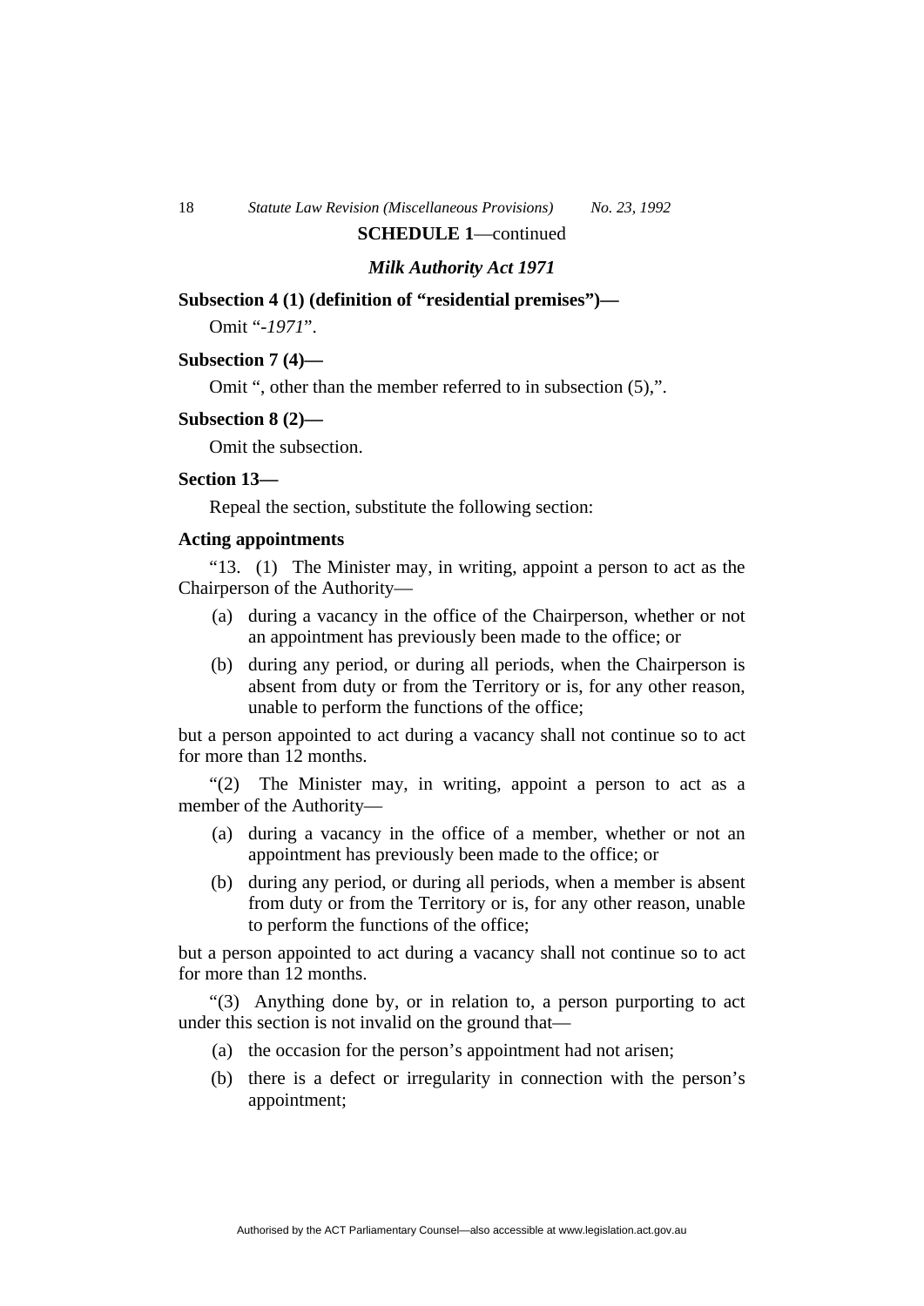**SCHEDULE 1**—continued

***Milk Authority Act 1971***

**Subsection 4 (1) (definition of "residential premises")—**

Omit "*-1971*".

**Subsection 7 (4)—**

Omit ", other than the member referred to in subsection (5),".

**Subsection 8 (2)—**

Omit the subsection.

**Section 13—**

Repeal the section, substitute the following section:

**Acting appointments**

"13. (1) The Minister may, in writing, appoint a person to act as the Chairperson of the Authority—

(a) during a vacancy in the office of the Chairperson, whether or not an appointment has previously been made to the office; or

(b) during any period, or during all periods, when the Chairperson is absent from duty or from the Territory or is, for any other reason, unable to perform the functions of the office;

but a person appointed to act during a vacancy shall not continue so to act for more than 12 months.

"(2) The Minister may, in writing, appoint a person to act as a member of the Authority—

(a) during a vacancy in the office of a member, whether or not an appointment has previously been made to the office; or

(b) during any period, or during all periods, when a member is absent from duty or from the Territory or is, for any other reason, unable to perform the functions of the office;

but a person appointed to act during a vacancy shall not continue so to act for more than 12 months.

"(3) Anything done by, or in relation to, a person purporting to act under this section is not invalid on the ground that—

(a) the occasion for the person's appointment had not arisen;

(b) there is a defect or irregularity in connection with the person's appointment;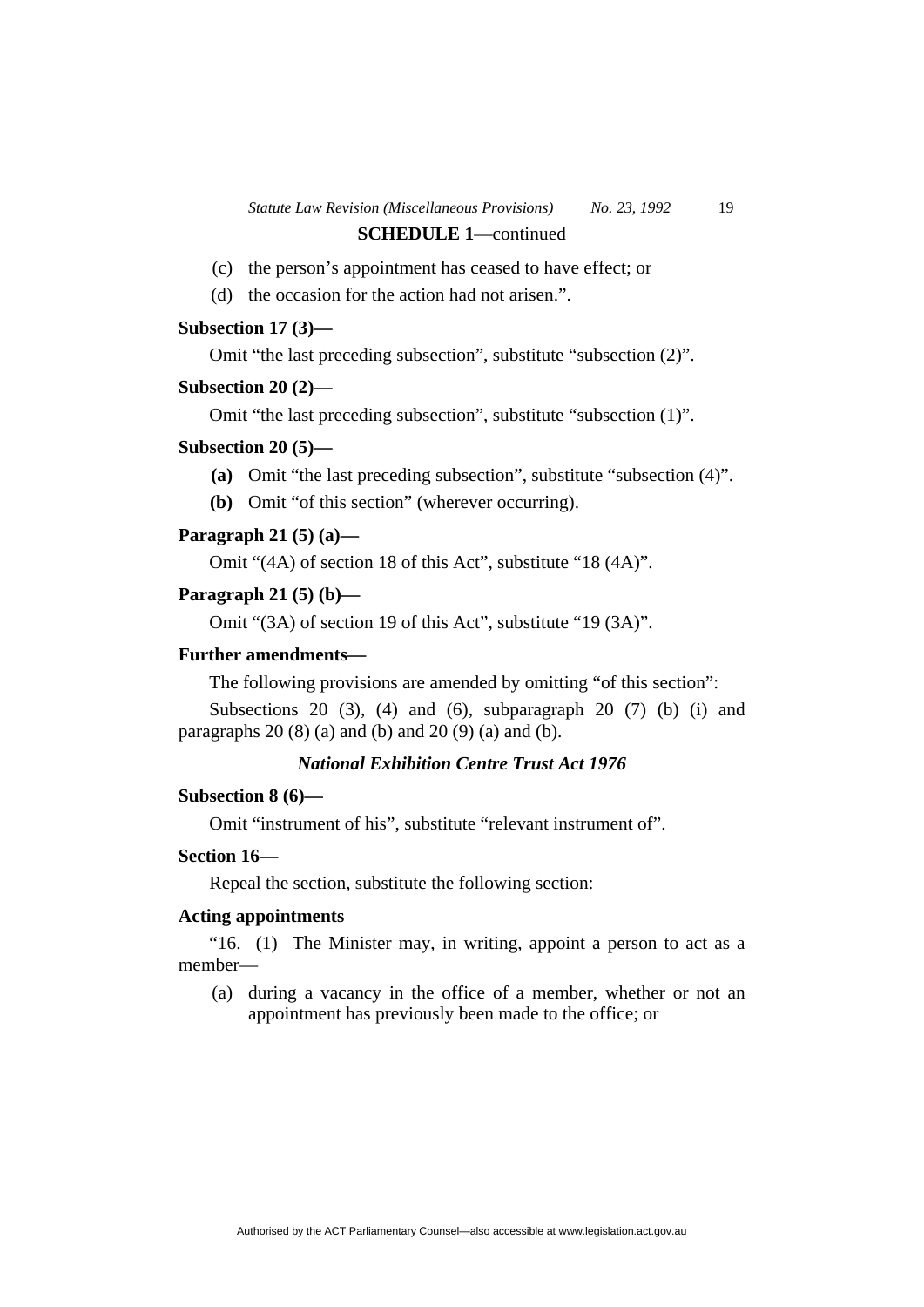**SCHEDULE 1**—continued

(c) the person's appointment has ceased to have effect; or

(d) the occasion for the action had not arisen.".

**Subsection 17 (3)—**

Omit "the last preceding subsection", substitute "subsection (2)".

**Subsection 20 (2)—**

Omit "the last preceding subsection", substitute "subsection (1)".

**Subsection 20 (5)—**

**(a)** Omit "the last preceding subsection", substitute "subsection (4)".

**(b)** Omit "of this section" (wherever occurring).

**Paragraph 21 (5) (a)—**

Omit "(4A) of section 18 of this Act", substitute "18 (4A)".

**Paragraph 21 (5) (b)—**

Omit "(3A) of section 19 of this Act", substitute "19 (3A)".

**Further amendments—**

The following provisions are amended by omitting "of this section":

Subsections 20 (3), (4) and (6), subparagraph 20 (7) (b) (i) and paragraphs 20 (8) (a) and (b) and 20 (9) (a) and (b).

***National Exhibition Centre Trust Act 1976***

**Subsection 8 (6)—**

Omit "instrument of his", substitute "relevant instrument of".

**Section 16—**

Repeal the section, substitute the following section:

**Acting appointments**

"16. (1) The Minister may, in writing, appoint a person to act as a member—

(a) during a vacancy in the office of a member, whether or not an appointment has previously been made to the office; or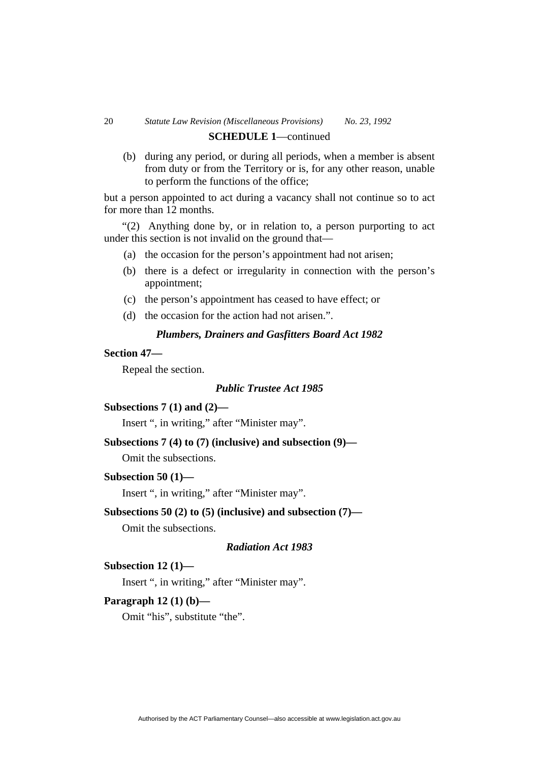**SCHEDULE 1**—continued

(b) during any period, or during all periods, when a member is absent from duty or from the Territory or is, for any other reason, unable to perform the functions of the office;

but a person appointed to act during a vacancy shall not continue so to act for more than 12 months.

"(2) Anything done by, or in relation to, a person purporting to act under this section is not invalid on the ground that—

(a) the occasion for the person's appointment had not arisen;

(b) there is a defect or irregularity in connection with the person's appointment;

(c) the person's appointment has ceased to have effect; or

(d) the occasion for the action had not arisen.".

### *Plumbers, Drainers and Gasfitters Board Act 1982*

**Section 47—**

Repeal the section.

### *Public Trustee Act 1985*

**Subsections 7 (1) and (2)—**

Insert ", in writing," after "Minister may".

**Subsections 7 (4) to (7) (inclusive) and subsection (9)—**

Omit the subsections.

**Subsection 50 (1)—**

Insert ", in writing," after "Minister may".

**Subsections 50 (2) to (5) (inclusive) and subsection (7)—**

Omit the subsections.

### *Radiation Act 1983*

**Subsection 12 (1)—**

Insert ", in writing," after "Minister may".

**Paragraph 12 (1) (b)—**

Omit "his", substitute "the".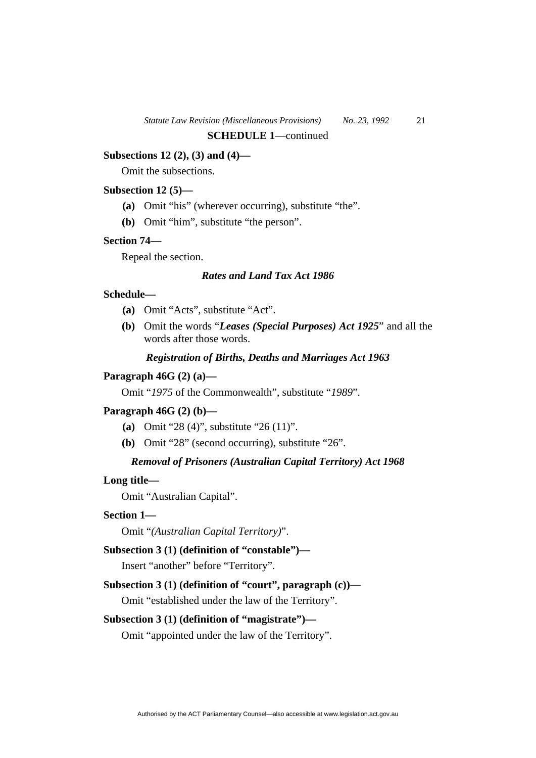**SCHEDULE 1**—continued

**Subsections 12 (2), (3) and (4)—**

Omit the subsections.

**Subsection 12 (5)—**

- **(a)** Omit "his" (wherever occurring), substitute "the".
- **(b)** Omit "him", substitute "the person".

**Section 74—**

Repeal the section.

### *Rates and Land Tax Act 1986*

**Schedule—**

- **(a)** Omit "Acts", substitute "Act".
- **(b)** Omit the words "***Leases (Special Purposes) Act 1925***" and all the words after those words.

### *Registration of Births, Deaths and Marriages Act 1963*

**Paragraph 46G (2) (a)—**

Omit "*1975* of the Commonwealth", substitute "*1989*".

**Paragraph 46G (2) (b)—**

- **(a)** Omit "28 (4)", substitute "26 (11)".
- **(b)** Omit "28" (second occurring), substitute "26".

### *Removal of Prisoners (Australian Capital Territory) Act 1968*

**Long title—**

Omit "Australian Capital".

**Section 1—**

Omit "*(Australian Capital Territory)*".

**Subsection 3 (1) (definition of "constable")—**

Insert "another" before "Territory".

**Subsection 3 (1) (definition of "court", paragraph (c))—**

Omit "established under the law of the Territory".

**Subsection 3 (1) (definition of "magistrate")—**

Omit "appointed under the law of the Territory".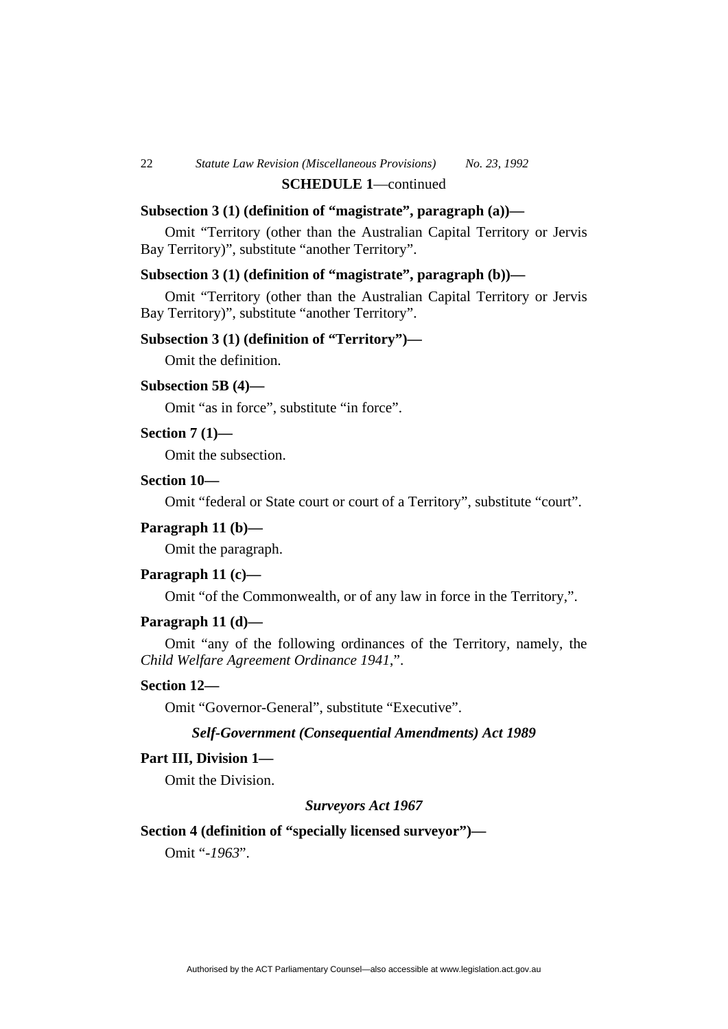**SCHEDULE 1**—continued

**Subsection 3 (1) (definition of "magistrate", paragraph (a))—**

Omit "Territory (other than the Australian Capital Territory or Jervis Bay Territory)", substitute "another Territory".

**Subsection 3 (1) (definition of "magistrate", paragraph (b))—**

Omit "Territory (other than the Australian Capital Territory or Jervis Bay Territory)", substitute "another Territory".

**Subsection 3 (1) (definition of "Territory")—**

Omit the definition.

**Subsection 5B (4)—**

Omit "as in force", substitute "in force".

**Section 7 (1)—**

Omit the subsection.

**Section 10—**

Omit "federal or State court or court of a Territory", substitute "court".

**Paragraph 11 (b)—**

Omit the paragraph.

**Paragraph 11 (c)—**

Omit "of the Commonwealth, or of any law in force in the Territory,".

**Paragraph 11 (d)—**

Omit "any of the following ordinances of the Territory, namely, the *Child Welfare Agreement Ordinance 1941*,".

**Section 12—**

Omit "Governor-General", substitute "Executive".

***Self-Government (Consequential Amendments) Act 1989***

**Part III, Division 1—**

Omit the Division.

***Surveyors Act 1967***

**Section 4 (definition of "specially licensed surveyor")—**

Omit "*-1963*".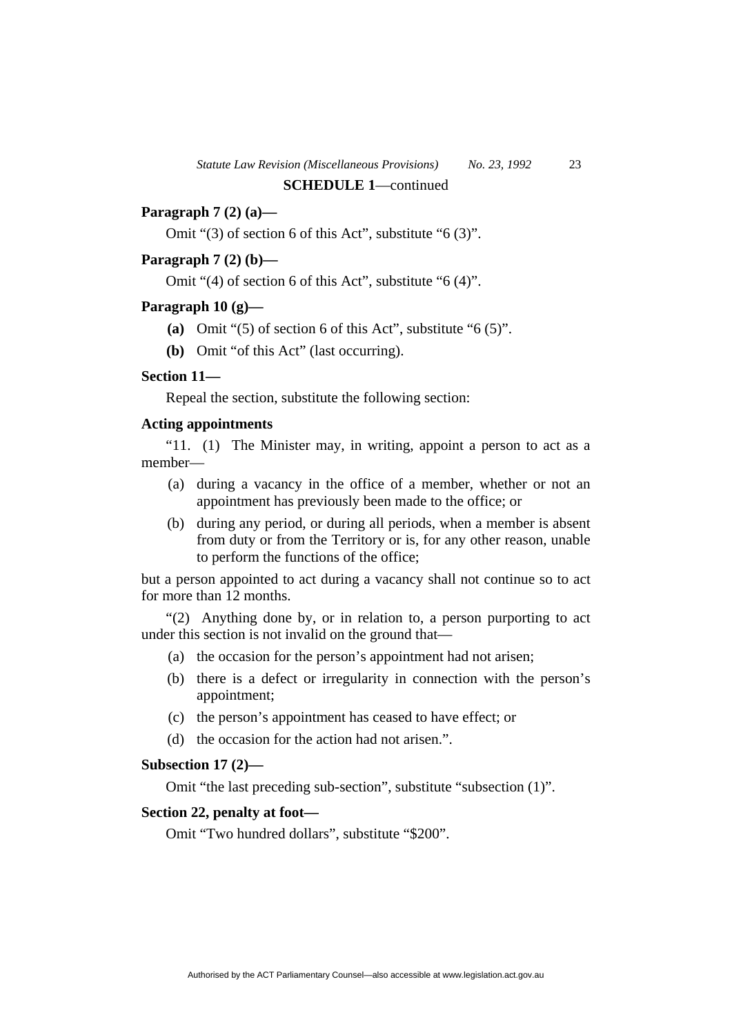**SCHEDULE 1**—continued

**Paragraph 7 (2) (a)—**

Omit "(3) of section 6 of this Act", substitute "6 (3)".

**Paragraph 7 (2) (b)—**

Omit "(4) of section 6 of this Act", substitute "6 (4)".

**Paragraph 10 (g)—**

**(a)** Omit "(5) of section 6 of this Act", substitute "6 (5)".

**(b)** Omit "of this Act" (last occurring).

**Section 11—**

Repeal the section, substitute the following section:

**Acting appointments**

"11. (1) The Minister may, in writing, appoint a person to act as a member—

(a) during a vacancy in the office of a member, whether or not an appointment has previously been made to the office; or

(b) during any period, or during all periods, when a member is absent from duty or from the Territory or is, for any other reason, unable to perform the functions of the office;

but a person appointed to act during a vacancy shall not continue so to act for more than 12 months.

"(2) Anything done by, or in relation to, a person purporting to act under this section is not invalid on the ground that—

(a) the occasion for the person's appointment had not arisen;

(b) there is a defect or irregularity in connection with the person's appointment;

(c) the person's appointment has ceased to have effect; or

(d) the occasion for the action had not arisen.".

**Subsection 17 (2)—**

Omit "the last preceding sub-section", substitute "subsection (1)".

**Section 22, penalty at foot—**

Omit "Two hundred dollars", substitute "$200".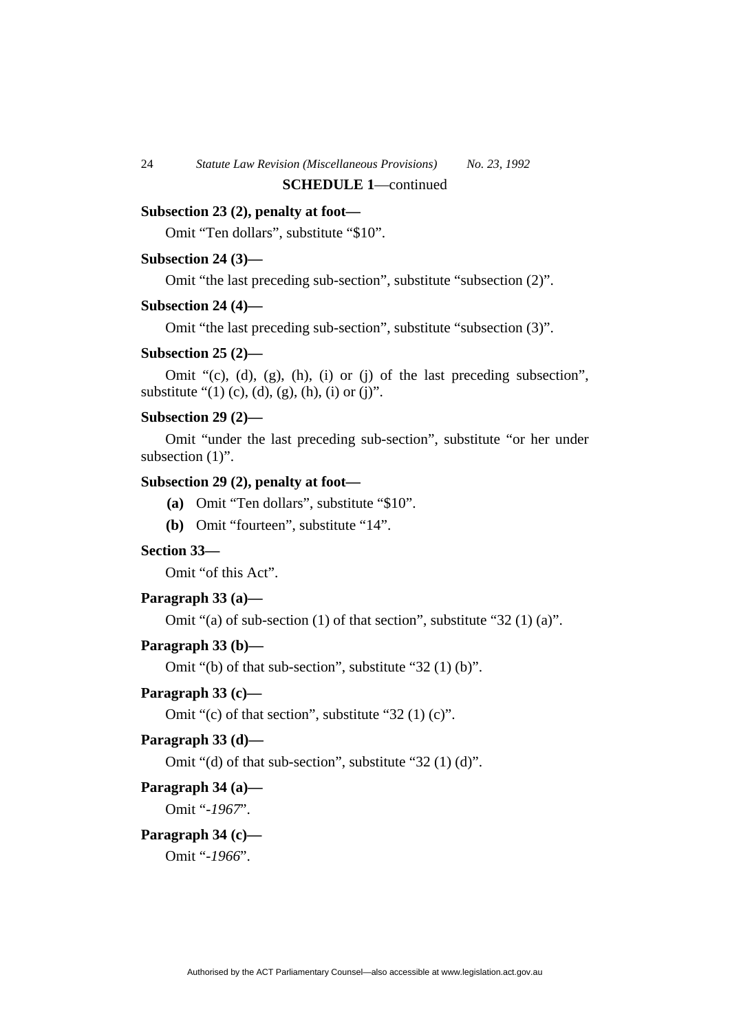**SCHEDULE 1**—continued

**Subsection 23 (2), penalty at foot—**

Omit "Ten dollars", substitute "$10".

**Subsection 24 (3)—**

Omit "the last preceding sub-section", substitute "subsection (2)".

**Subsection 24 (4)—**

Omit "the last preceding sub-section", substitute "subsection (3)".

**Subsection 25 (2)—**

Omit "(c), (d), (g), (h), (i) or (j) of the last preceding subsection", substitute "(1) (c), (d), (g), (h), (i) or (j)".

**Subsection 29 (2)—**

Omit "under the last preceding sub-section", substitute "or her under subsection (1)".

**Subsection 29 (2), penalty at foot—**

**(a)** Omit "Ten dollars", substitute "$10".

**(b)** Omit "fourteen", substitute "14".

**Section 33—**

Omit "of this Act".

**Paragraph 33 (a)—**

Omit "(a) of sub-section (1) of that section", substitute "32 (1) (a)".

**Paragraph 33 (b)—**

Omit "(b) of that sub-section", substitute "32 (1) (b)".

**Paragraph 33 (c)—**

Omit "(c) of that section", substitute "32 (1) (c)".

**Paragraph 33 (d)—**

Omit "(d) of that sub-section", substitute "32 (1) (d)".

**Paragraph 34 (a)—**

Omit "*-1967*".

**Paragraph 34 (c)—**

Omit "*-1966*".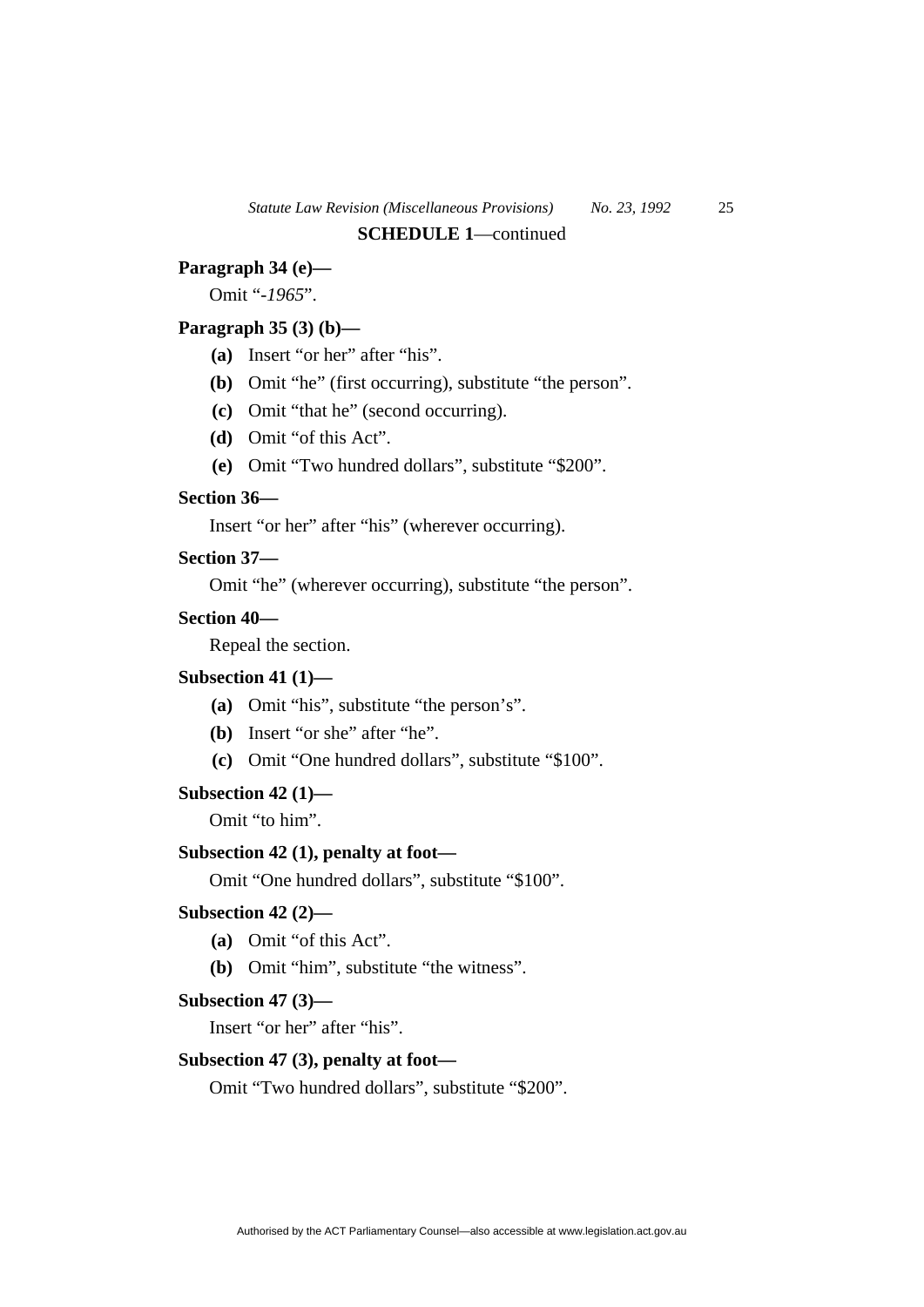**SCHEDULE 1**—continued

**Paragraph 34 (e)—**

Omit "*-1965*".

**Paragraph 35 (3) (b)—**

**(a)** Insert "or her" after "his".

**(b)** Omit "he" (first occurring), substitute "the person".

**(c)** Omit "that he" (second occurring).

**(d)** Omit "of this Act".

**(e)** Omit "Two hundred dollars", substitute "$200".

**Section 36—**

Insert "or her" after "his" (wherever occurring).

**Section 37—**

Omit "he" (wherever occurring), substitute "the person".

**Section 40—**

Repeal the section.

**Subsection 41 (1)—**

**(a)** Omit "his", substitute "the person's".

**(b)** Insert "or she" after "he".

**(c)** Omit "One hundred dollars", substitute "$100".

**Subsection 42 (1)—**

Omit "to him".

**Subsection 42 (1), penalty at foot—**

Omit "One hundred dollars", substitute "$100".

**Subsection 42 (2)—**

**(a)** Omit "of this Act".

**(b)** Omit "him", substitute "the witness".

**Subsection 47 (3)—**

Insert "or her" after "his".

**Subsection 47 (3), penalty at foot—**

Omit "Two hundred dollars", substitute "$200".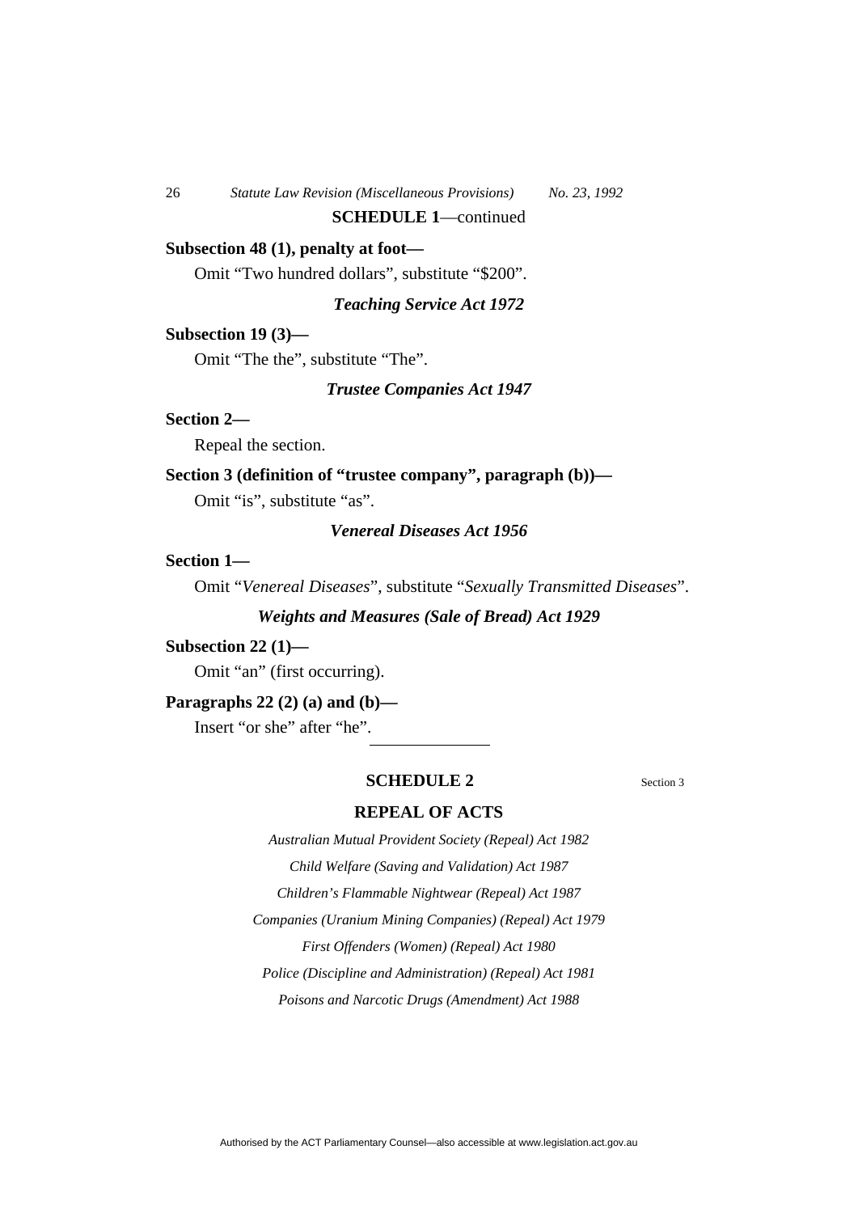**SCHEDULE 1**—continued

**Subsection 48 (1), penalty at foot—**

Omit "Two hundred dollars", substitute "$200".

### *Teaching Service Act 1972*

**Subsection 19 (3)—**

Omit "The the", substitute "The".

### *Trustee Companies Act 1947*

**Section 2—**

Repeal the section.

**Section 3 (definition of "trustee company", paragraph (b))—**

Omit "is", substitute "as".

### *Venereal Diseases Act 1956*

**Section 1—**

Omit "*Venereal Diseases*", substitute "*Sexually Transmitted Diseases*".

### *Weights and Measures (Sale of Bread) Act 1929*

**Subsection 22 (1)—**

Omit "an" (first occurring).

**Paragraphs 22 (2) (a) and (b)—**

Insert "or she" after "he".

---

## SCHEDULE 2

Section 3

## REPEAL OF ACTS

*Australian Mutual Provident Society (Repeal) Act 1982*

*Child Welfare (Saving and Validation) Act 1987*

*Children's Flammable Nightwear (Repeal) Act 1987*

*Companies (Uranium Mining Companies) (Repeal) Act 1979*

*First Offenders (Women) (Repeal) Act 1980*

*Police (Discipline and Administration) (Repeal) Act 1981*

*Poisons and Narcotic Drugs (Amendment) Act 1988*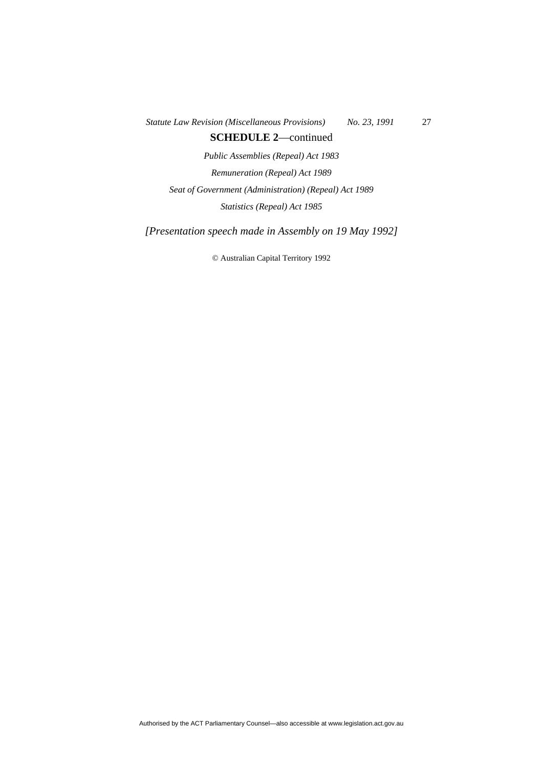**SCHEDULE 2**—continued

*Public Assemblies (Repeal) Act 1983*

*Remuneration (Repeal) Act 1989*

*Seat of Government (Administration) (Repeal) Act 1989*

*Statistics (Repeal) Act 1985*

*[Presentation speech made in Assembly on 19 May 1992]*

© Australian Capital Territory 1992